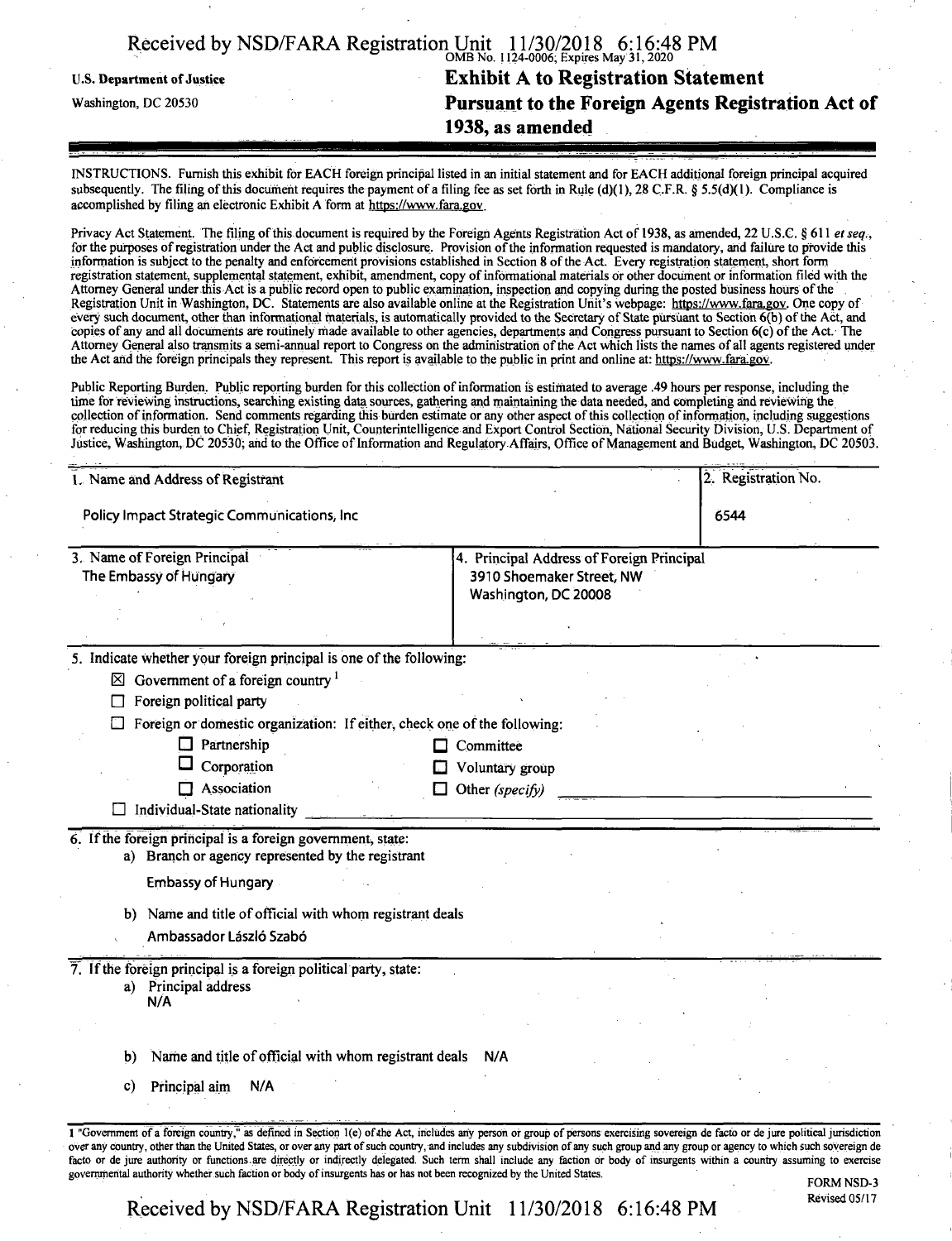U.S. Department of Justice

Washington, DC 20530

OMB No. 1124-0006; Expires May 31, 2020

# Exhibit A to Registration Statement Pursuant to the Foreign Agents Registration Act of 1938, as amended

INSTRUCTIONS. Furnish this exhibit for EACH foreign principal listed in an initial statement and for EACH additional foreign principal acquired subsequently. The filing of this document requires the payment of a filing fee as set forth in Rule (d)(1), 28 C.F.R. § 5.5(d)(1). Compliance is accomplished by filing an electronic Exhibit A form at https://www.fara.gov.

Privacy Act Statement. The filing of this document is required by the Foreign Agents Registration Act of 1938, as amended, 22 U.S.C. § 611 *et seq.*, for the purposes of registration under the Act and public disclosure. Provision of the information requested is mandatory, and failure to provide this information is subject to the penalty and enforcement provisions established in Section 8 of the Act. Every registration statement, short form registration statement, supplemental statement, exhibit, amendment, copy of informational materials or other document or information filed with the Attorney General under this Act is a public record open to public examination, inspection and copying during the posted business hours of the Registration Unit in Washington, DC. Statements are also available online at the Registration Unit's webpage: https://www.fara.gov. One copy of every such document, other than informational materials, is automatically provided to the Secretary of State pursuant to Section 6(b) of the Act, and copies of any and all documents are routinely made available to other agencies, departments and Congress pursuant to Section 6(c) of the Act. The Attorney General also transmits a semi-annual report to Congress on the administration of the Act which lists the names of all agents registered under the Act and the foreign principals they represent. This report is available to the public in print and online at: https://www.fara.gov.

Public Reporting Burden. Public reporting burden for this collection of information is estimated to average .49 hours per response, including the time for reviewing instructions, searching existing data sources, gathering and maintaining the data needed, and completing and reviewing the collection of information. Send comments regarding this burden estimate or any other aspect of this collection of information, including suggestions for reducing this burden to Chief, Registration Unit, Counterintelligence and Export Control Section, National Security Division, U.S. Department of Justice, Washington, DC 20530; and to the Office of Information and Regulatory Affairs, Office of Management and Budget, Washington, DC 20503.

| 1. Name and Address of Registrant | 2. Registration No. |
|---|---|
| Policy Impact Strategic Communications, Inc | 6544 |

| 3. Name of Foreign Principal | 4. Principal Address of Foreign Principal |
|---|---|
| The Embassy of Hungary | 3910 Shoemaker Street, NW<br>Washington, DC 20008 |

5. Indicate whether your foreign principal is one of the following:

- ☒ Government of a foreign country [1]
- ☐ Foreign political party
- ☐ Foreign or domestic organization: If either, check one of the following:
  - ☐ Partnership
  - ☐ Corporation
  - ☐ Association
  - ☐ Committee
  - ☐ Voluntary group
  - ☐ Other *(specify)* ______
- ☐ Individual-State nationality ______

6. If the foreign principal is a foreign government, state:

a) Branch or agency represented by the registrant

Embassy of Hungary

b) Name and title of official with whom registrant deals

Ambassador László Szabó

7. If the foreign principal is a foreign political party, state:

a) Principal address
N/A

b) Name and title of official with whom registrant deals N/A

c) Principal aim N/A

1 "Government of a foreign country," as defined in Section 1(e) of the Act, includes any person or group of persons exercising sovereign de facto or de jure political jurisdiction over any country, other than the United States, or over any part of such country, and includes any subdivision of any such group and any group or agency to which such sovereign de facto or de jure authority or functions are directly or indirectly delegated. Such term shall include any faction or body of insurgents within a country assuming to exercise governmental authority whether such faction or body of insurgents has or has not been recognized by the United States.

FORM NSD-3
Revised 05/17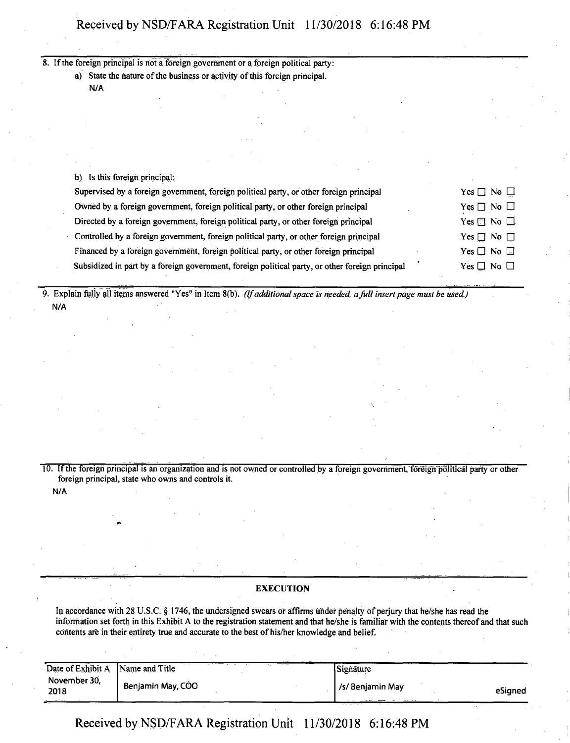8. If the foreign principal is not a foreign government or a foreign political party:

   a) State the nature of the business or activity of this foreign principal.

   N/A

   b) Is this foreign principal:

| | |
|---|---|
| Supervised by a foreign government, foreign political party, or other foreign principal | Yes ☐ No ☐ |
| Owned by a foreign government, foreign political party, or other foreign principal | Yes ☐ No ☐ |
| Directed by a foreign government, foreign political party, or other foreign principal | Yes ☐ No ☐ |
| Controlled by a foreign government, foreign political party, or other foreign principal | Yes ☐ No ☐ |
| Financed by a foreign government, foreign political party, or other foreign principal | Yes ☐ No ☐ |
| Subsidized in part by a foreign government, foreign political party, or other foreign principal | Yes ☐ No ☐ |

9. Explain fully all items answered "Yes" in Item 8(b). *(If additional space is needed, a full insert page must be used.)*

   N/A

10. If the foreign principal is an organization and is not owned or controlled by a foreign government, foreign political party or other foreign principal, state who owns and controls it.

    N/A

## EXECUTION

In accordance with 28 U.S.C. § 1746, the undersigned swears or affirms under penalty of perjury that he/she has read the information set forth in this Exhibit A to the registration statement and that he/she is familiar with the contents thereof and that such contents are in their entirety true and accurate to the best of his/her knowledge and belief.

| Date of Exhibit A | Name and Title | Signature |
|---|---|---|
| November 30, 2018 | Benjamin May, COO | /s/ Benjamin May eSigned |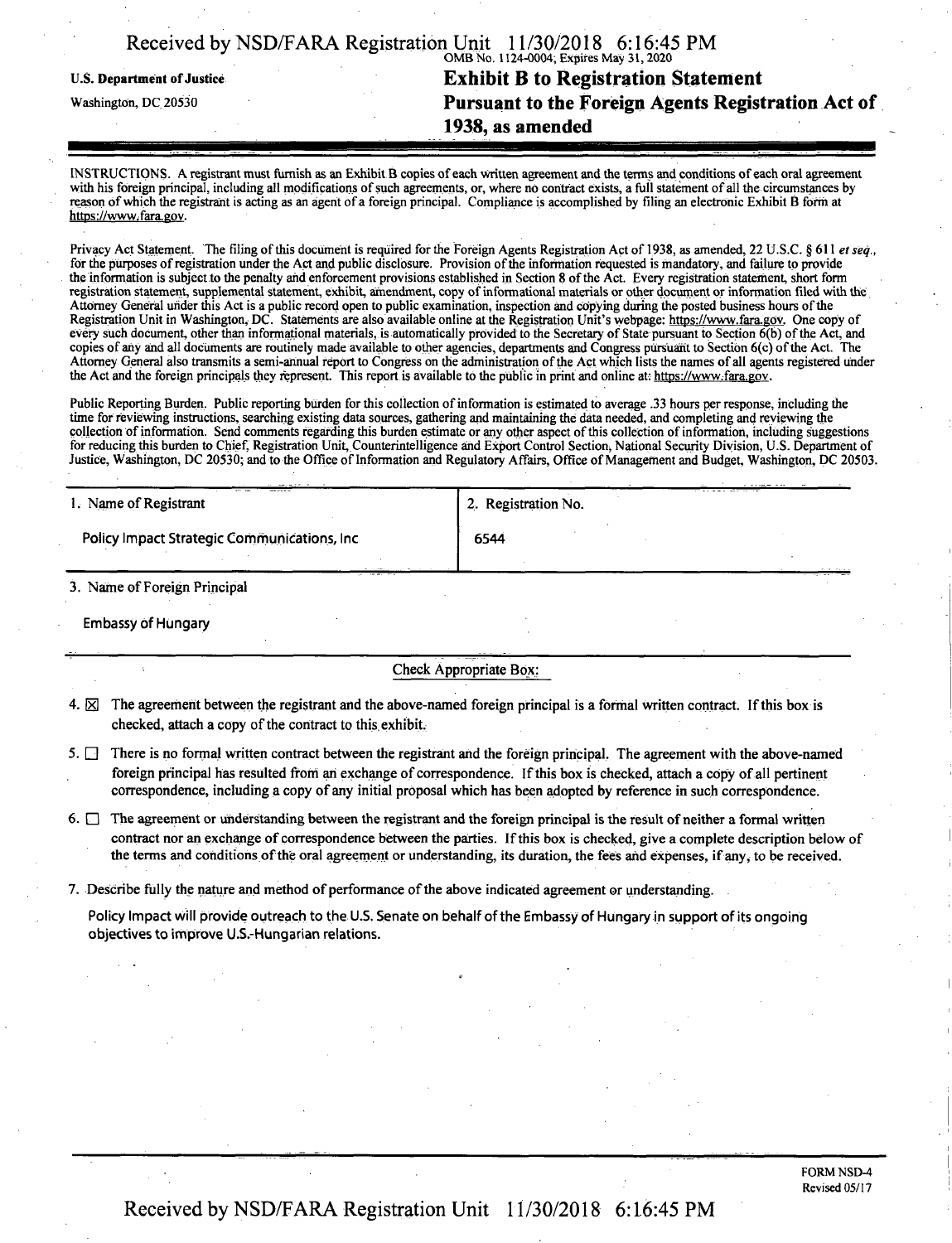U.S. Department of Justice

Washington, DC 20530

OMB No. 1124-0004; Expires May 31, 2020

# Exhibit B to Registration Statement

# Pursuant to the Foreign Agents Registration Act of 1938, as amended

INSTRUCTIONS. A registrant must furnish as an Exhibit B copies of each written agreement and the terms and conditions of each oral agreement with his foreign principal, including all modifications of such agreements, or, where no contract exists, a full statement of all the circumstances by reason of which the registrant is acting as an agent of a foreign principal. Compliance is accomplished by filing an electronic Exhibit B form at https://www.fara.gov.

Privacy Act Statement. The filing of this document is required for the Foreign Agents Registration Act of 1938, as amended, 22 U.S.C. § 611 *et seq.*, for the purposes of registration under the Act and public disclosure. Provision of the information requested is mandatory, and failure to provide the information is subject to the penalty and enforcement provisions established in Section 8 of the Act. Every registration statement, short form registration statement, supplemental statement, exhibit, amendment, copy of informational materials or other document or information filed with the Attorney General under this Act is a public record open to public examination, inspection and copying during the posted business hours of the Registration Unit in Washington, DC. Statements are also available online at the Registration Unit's webpage: https://www.fara.gov. One copy of every such document, other than informational materials, is automatically provided to the Secretary of State pursuant to Section 6(b) of the Act, and copies of any and all documents are routinely made available to other agencies, departments and Congress pursuant to Section 6(c) of the Act. The Attorney General also transmits a semi-annual report to Congress on the administration of the Act which lists the names of all agents registered under the Act and the foreign principals they represent. This report is available to the public in print and online at: https://www.fara.gov.

Public Reporting Burden. Public reporting burden for this collection of information is estimated to average .33 hours per response, including the time for reviewing instructions, searching existing data sources, gathering and maintaining the data needed, and completing and reviewing the collection of information. Send comments regarding this burden estimate or any other aspect of this collection of information, including suggestions for reducing this burden to Chief, Registration Unit, Counterintelligence and Export Control Section, National Security Division, U.S. Department of Justice, Washington, DC 20530; and to the Office of Information and Regulatory Affairs, Office of Management and Budget, Washington, DC 20503.

| 1. Name of Registrant | 2. Registration No. |
| --- | --- |
| Policy Impact Strategic Communications, Inc | 6544 |

3. Name of Foreign Principal

Embassy of Hungary

Check Appropriate Box:

4. ☒ The agreement between the registrant and the above-named foreign principal is a formal written contract. If this box is checked, attach a copy of the contract to this exhibit.

5. ☐ There is no formal written contract between the registrant and the foreign principal. The agreement with the above-named foreign principal has resulted from an exchange of correspondence. If this box is checked, attach a copy of all pertinent correspondence, including a copy of any initial proposal which has been adopted by reference in such correspondence.

6. ☐ The agreement or understanding between the registrant and the foreign principal is the result of neither a formal written contract nor an exchange of correspondence between the parties. If this box is checked, give a complete description below of the terms and conditions of the oral agreement or understanding, its duration, the fees and expenses, if any, to be received.

7. Describe fully the nature and method of performance of the above indicated agreement or understanding.

Policy Impact will provide outreach to the U.S. Senate on behalf of the Embassy of Hungary in support of its ongoing objectives to improve U.S.-Hungarian relations.

FORM NSD-4
Revised 05/17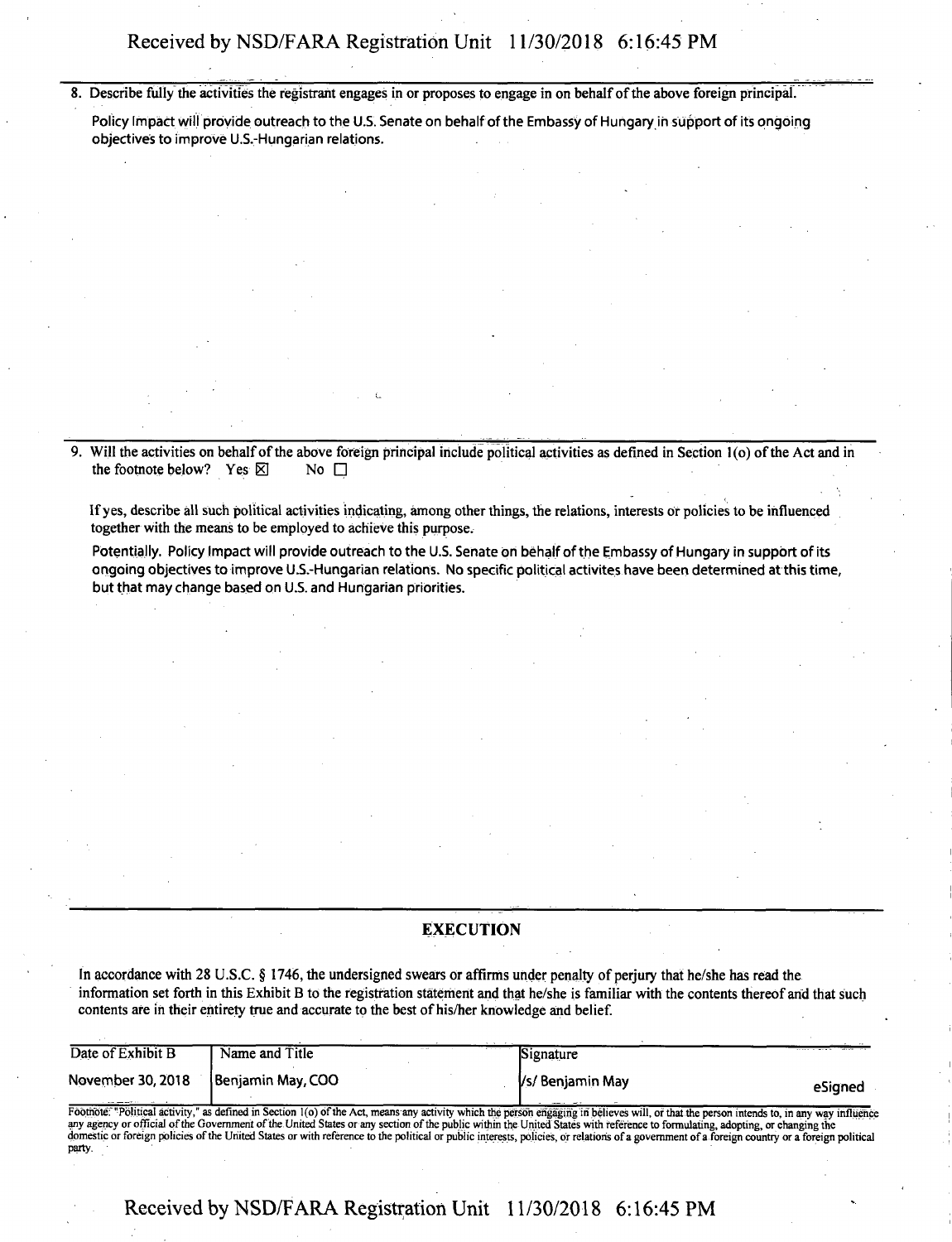8. Describe fully the activities the registrant engages in or proposes to engage in on behalf of the above foreign principal.

Policy Impact will provide outreach to the U.S. Senate on behalf of the Embassy of Hungary in support of its ongoing objectives to improve U.S.-Hungarian relations.

9. Will the activities on behalf of the above foreign principal include political activities as defined in Section 1(o) of the Act and in the footnote below? Yes ☒ No ☐

If yes, describe all such political activities indicating, among other things, the relations, interests or policies to be influenced together with the means to be employed to achieve this purpose.

Potentially. Policy Impact will provide outreach to the U.S. Senate on behalf of the Embassy of Hungary in support of its ongoing objectives to improve U.S.-Hungarian relations. No specific political activites have been determined at this time, but that may change based on U.S. and Hungarian priorities.

## EXECUTION

In accordance with 28 U.S.C. § 1746, the undersigned swears or affirms under penalty of perjury that he/she has read the information set forth in this Exhibit B to the registration statement and that he/she is familiar with the contents thereof and that such contents are in their entirety true and accurate to the best of his/her knowledge and belief.

| Date of Exhibit B | Name and Title | Signature |
|---|---|---|
| November 30, 2018 | Benjamin May, COO | /s/ Benjamin May eSigned |

Footnote: "Political activity," as defined in Section 1(o) of the Act, means any activity which the person engaging in believes will, or that the person intends to, in any way influence any agency or official of the Government of the United States or any section of the public within the United States with reference to formulating, adopting, or changing the domestic or foreign policies of the United States or with reference to the political or public interests, policies, or relations of a government of a foreign country or a foreign political party.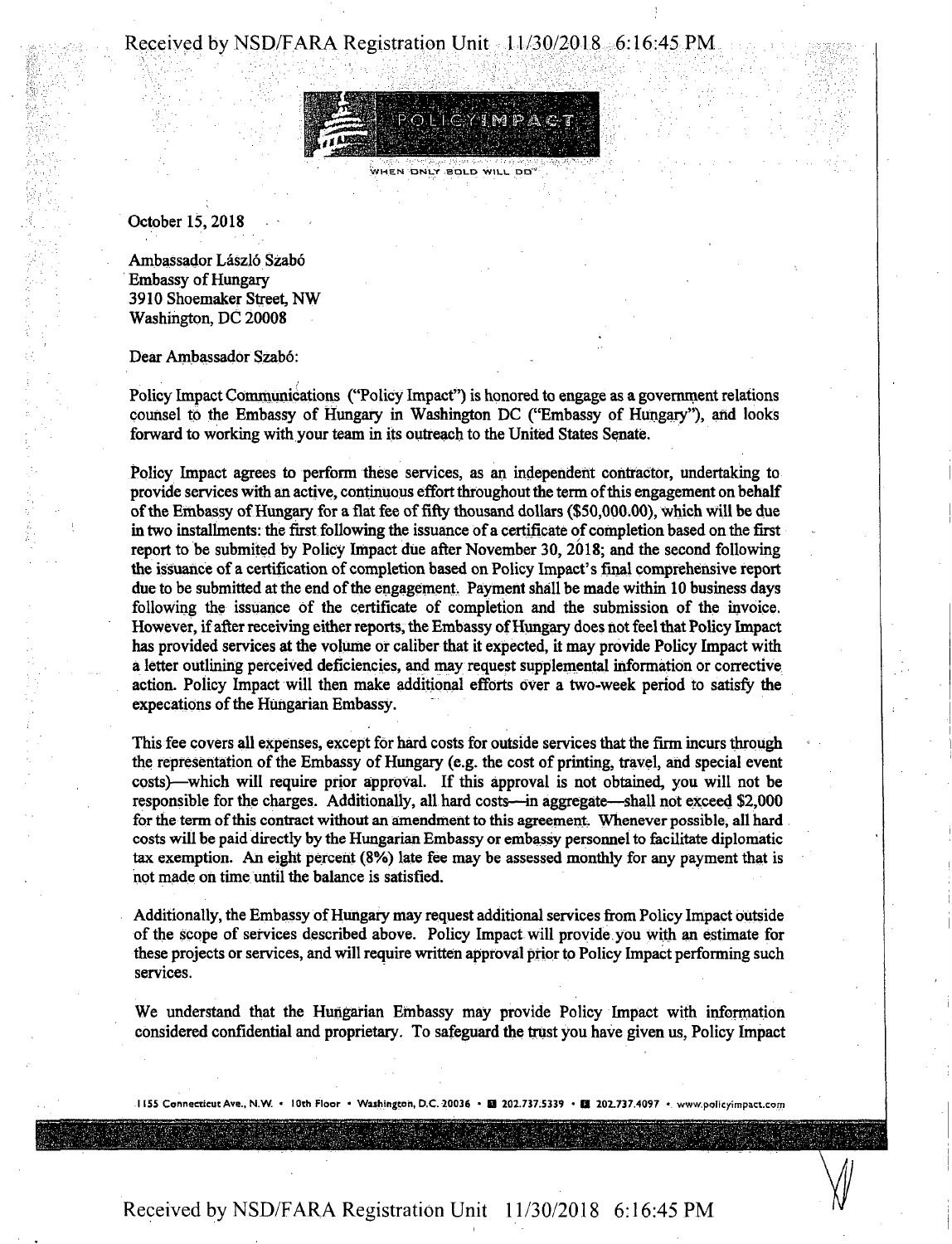POLICYIMPACT

WHEN ONLY BOLD WILL DO

October 15, 2018

Ambassador László Szabó
Embassy of Hungary
3910 Shoemaker Street, NW
Washington, DC 20008

Dear Ambassador Szabó:

Policy Impact Communications ("Policy Impact") is honored to engage as a government relations counsel to the Embassy of Hungary in Washington DC ("Embassy of Hungary"), and looks forward to working with your team in its outreach to the United States Senate.

Policy Impact agrees to perform these services, as an independent contractor, undertaking to provide services with an active, continuous effort throughout the term of this engagement on behalf of the Embassy of Hungary for a flat fee of fifty thousand dollars ($50,000.00), which will be due in two installments: the first following the issuance of a certificate of completion based on the first report to be submited by Policy Impact due after November 30, 2018; and the second following the issuance of a certification of completion based on Policy Impact's final comprehensive report due to be submitted at the end of the engagement. Payment shall be made within 10 business days following the issuance of the certificate of completion and the submission of the invoice. However, if after receiving either reports, the Embassy of Hungary does not feel that Policy Impact has provided services at the volume or caliber that it expected, it may provide Policy Impact with a letter outlining perceived deficiencies, and may request supplemental information or corrective action. Policy Impact will then make additional efforts over a two-week period to satisfy the expecations of the Hungarian Embassy.

This fee covers all expenses, except for hard costs for outside services that the firm incurs through the representation of the Embassy of Hungary (e.g. the cost of printing, travel, and special event costs)—which will require prior approval. If this approval is not obtained, you will not be responsible for the charges. Additionally, all hard costs—in aggregate—shall not exceed $2,000 for the term of this contract without an amendment to this agreement. Whenever possible, all hard costs will be paid directly by the Hungarian Embassy or embassy personnel to facilitate diplomatic tax exemption. An eight percent (8%) late fee may be assessed monthly for any payment that is not made on time until the balance is satisfied.

Additionally, the Embassy of Hungary may request additional services from Policy Impact outside of the scope of services described above. Policy Impact will provide you with an estimate for these projects or services, and will require written approval prior to Policy Impact performing such services.

We understand that the Hungarian Embassy may provide Policy Impact with information considered confidential and proprietary. To safeguard the trust you have given us, Policy Impact

1155 Connecticut Ave., N.W. • 10th Floor • Washington, D.C. 20036 • 202.737.5339 • 202.737.4097 • www.policyimpact.com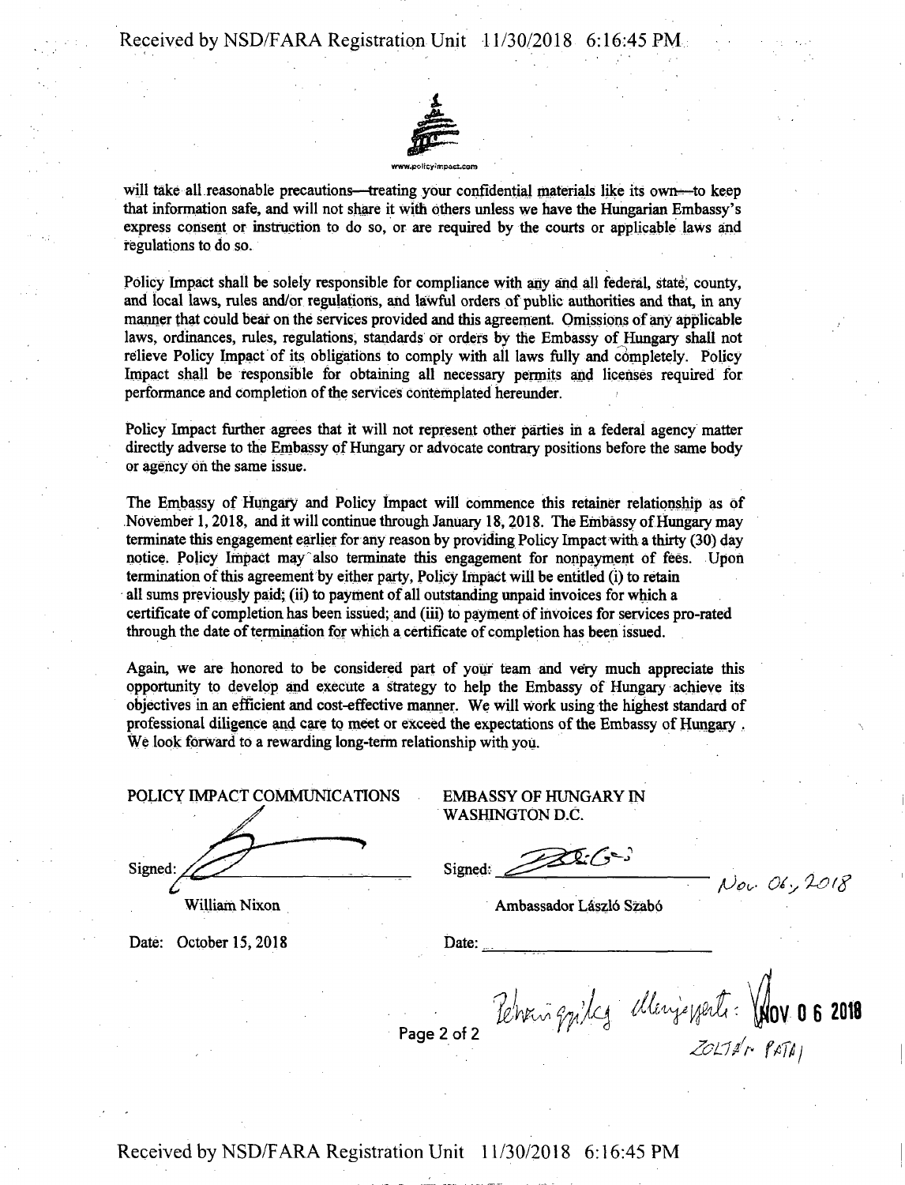www.policyimpact.com

will take all reasonable precautions—treating your confidential materials like its own—to keep that information safe, and will not share it with others unless we have the Hungarian Embassy's express consent or instruction to do so, or are required by the courts or applicable laws and regulations to do so.

Policy Impact shall be solely responsible for compliance with any and all federal, state, county, and local laws, rules and/or regulations, and lawful orders of public authorities and that, in any manner that could bear on the services provided and this agreement. Omissions of any applicable laws, ordinances, rules, regulations, standards or orders by the Embassy of Hungary shall not relieve Policy Impact of its obligations to comply with all laws fully and completely. Policy Impact shall be responsible for obtaining all necessary permits and licenses required for performance and completion of the services contemplated hereunder.

Policy Impact further agrees that it will not represent other parties in a federal agency matter directly adverse to the Embassy of Hungary or advocate contrary positions before the same body or agency on the same issue.

The Embassy of Hungary and Policy Impact will commence this retainer relationship as of November 1, 2018, and it will continue through January 18, 2018. The Embassy of Hungary may terminate this engagement earlier for any reason by providing Policy Impact with a thirty (30) day notice. Policy Impact may also terminate this engagement for nonpayment of fees. Upon termination of this agreement by either party, Policy Impact will be entitled (i) to retain all sums previously paid; (ii) to payment of all outstanding unpaid invoices for which a certificate of completion has been issued; and (iii) to payment of invoices for services pro-rated through the date of termination for which a certificate of completion has been issued.

Again, we are honored to be considered part of your team and very much appreciate this opportunity to develop and execute a strategy to help the Embassy of Hungary achieve its objectives in an efficient and cost-effective manner. We will work using the highest standard of professional diligence and care to meet or exceed the expectations of the Embassy of Hungary. We look forward to a rewarding long-term relationship with you.

| POLICY IMPACT COMMUNICATIONS | EMBASSY OF HUNGARY IN WASHINGTON D.C. |
|---|---|
| Signed: [signature] | Signed: [signature] Nov. 06, 2018 |
| William Nixon | Ambassador László Szabó |
| Date: October 15, 2018 | Date: |

Pénzügyileg ellenjegyezte: NOV 06 2018
ZOLTÁN PATAI